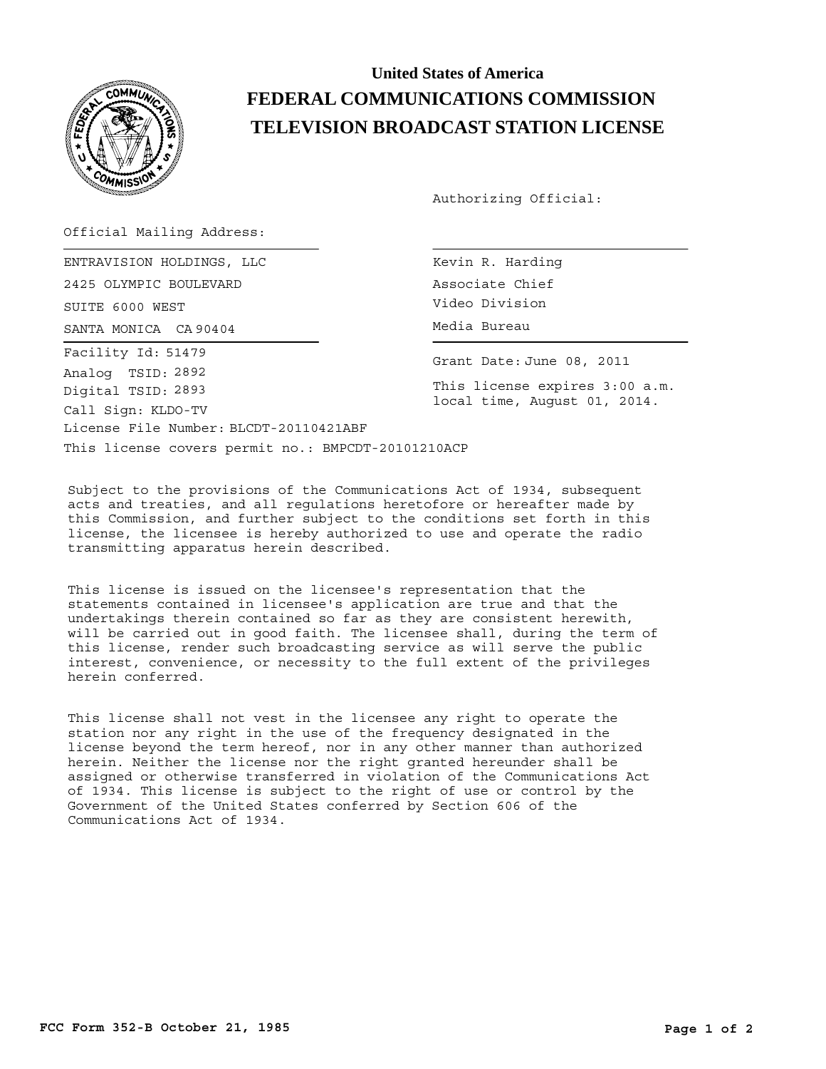# United States of America
# FEDERAL COMMUNICATIONS COMMISSION
# TELEVISION BROADCAST STATION LICENSE

Authorizing Official:

Official Mailing Address:

ENTRAVISION HOLDINGS, LLC
2425 OLYMPIC BOULEVARD
SUITE 6000 WEST
SANTA MONICA CA 90404

Kevin R. Harding
Associate Chief
Video Division
Media Bureau

Facility Id: 51479
Analog TSID: 2892
Digital TSID: 2893
Call Sign: KLDO-TV
License File Number: BLCDT-20110421ABF

Grant Date: June 08, 2011

This license expires 3:00 a.m. local time, August 01, 2014.

This license covers permit no.: BMPCDT-20101210ACP

Subject to the provisions of the Communications Act of 1934, subsequent acts and treaties, and all regulations heretofore or hereafter made by this Commission, and further subject to the conditions set forth in this license, the licensee is hereby authorized to use and operate the radio transmitting apparatus herein described.

This license is issued on the licensee's representation that the statements contained in licensee's application are true and that the undertakings therein contained so far as they are consistent herewith, will be carried out in good faith. The licensee shall, during the term of this license, render such broadcasting service as will serve the public interest, convenience, or necessity to the full extent of the privileges herein conferred.

This license shall not vest in the licensee any right to operate the station nor any right in the use of the frequency designated in the license beyond the term hereof, nor in any other manner than authorized herein. Neither the license nor the right granted hereunder shall be assigned or otherwise transferred in violation of the Communications Act of 1934. This license is subject to the right of use or control by the Government of the United States conferred by Section 606 of the Communications Act of 1934.

FCC Form 352-B October 21, 1985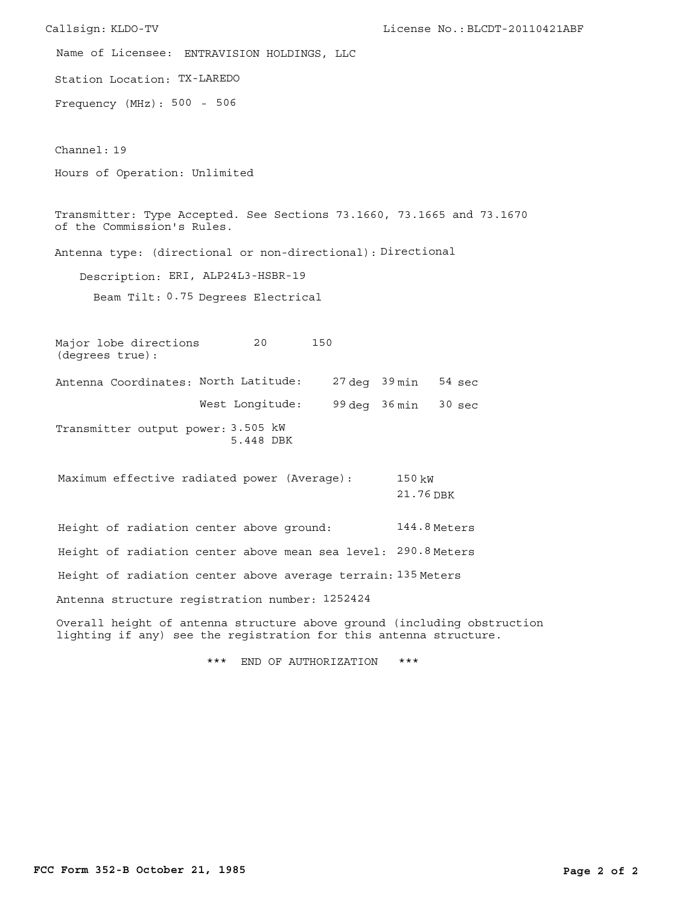Callsign: KLDO-TV    License No.: BLCDT-20110421ABF

Name of Licensee: ENTRAVISION HOLDINGS, LLC

Station Location: TX-LAREDO

Frequency (MHz): 500 - 506

Channel: 19

Hours of Operation: Unlimited

Transmitter: Type Accepted. See Sections 73.1660, 73.1665 and 73.1670 of the Commission's Rules.

Antenna type: (directional or non-directional): Directional

Description: ERI, ALP24L3-HSBR-19

Beam Tilt: 0.75 Degrees Electrical

Major lobe directions (degrees true): 20 150

Antenna Coordinates: North Latitude: 27 deg 39 min 54 sec

West Longitude: 99 deg 36 min 30 sec

Transmitter output power: 3.505 kW
5.448 DBK

Maximum effective radiated power (Average): 150 kW
21.76 DBK

Height of radiation center above ground: 144.8 Meters

Height of radiation center above mean sea level: 290.8 Meters

Height of radiation center above average terrain: 135 Meters

Antenna structure registration number: 1252424

Overall height of antenna structure above ground (including obstruction lighting if any) see the registration for this antenna structure.

*** END OF AUTHORIZATION ***

FCC Form 352-B October 21, 1985